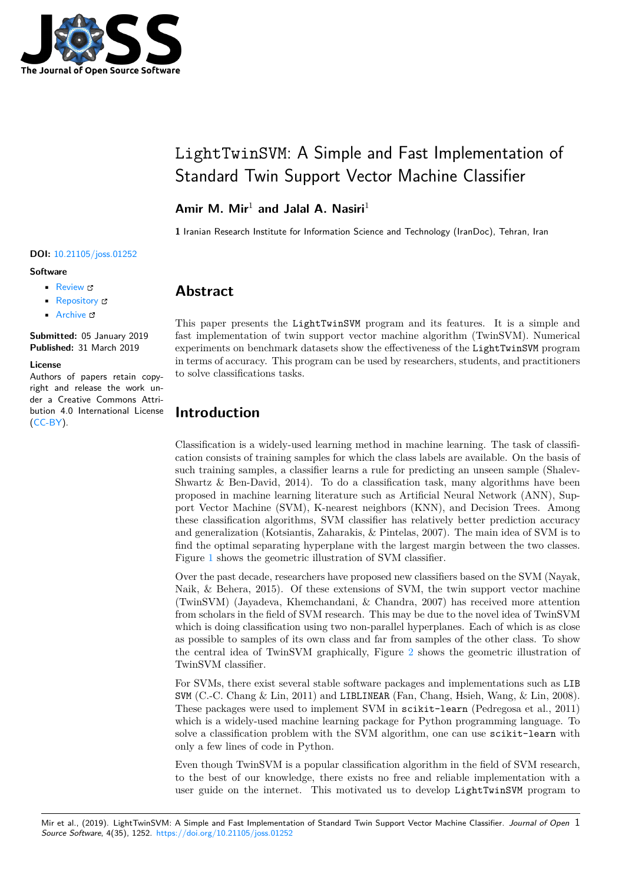# LightTwinSVM: A Simple and Fast Implementation of Standard Twin Support Vector Machine Classifier

**Amir M. Mir**[1] **and Jalal A. Nasiri**[1]

**1** Iranian Research Institute for Information Science and Technology (IranDoc), Tehran, Iran

**DOI:** 10.21105/joss.01252

**Software**

- Review
- Repository
- Archive

**Submitted:** 05 January 2019
**Published:** 31 March 2019

**License**
Authors of papers retain copyright and release the work under a Creative Commons Attribution 4.0 International License (CC-BY).

## Abstract

This paper presents the `LightTwinSVM` program and its features. It is a simple and fast implementation of twin support vector machine algorithm (TwinSVM). Numerical experiments on benchmark datasets show the effectiveness of the `LightTwinSVM` program in terms of accuracy. This program can be used by researchers, students, and practitioners to solve classifications tasks.

## Introduction

Classification is a widely-used learning method in machine learning. The task of classification consists of training samples for which the class labels are available. On the basis of such training samples, a classifier learns a rule for predicting an unseen sample (Shalev-Shwartz & Ben-David, 2014). To do a classification task, many algorithms have been proposed in machine learning literature such as Artificial Neural Network (ANN), Support Vector Machine (SVM), K-nearest neighbors (KNN), and Decision Trees. Among these classification algorithms, SVM classifier has relatively better prediction accuracy and generalization (Kotsiantis, Zaharakis, & Pintelas, 2007). The main idea of SVM is to find the optimal separating hyperplane with the largest margin between the two classes. Figure 1 shows the geometric illustration of SVM classifier.

Over the past decade, researchers have proposed new classifiers based on the SVM (Nayak, Naik, & Behera, 2015). Of these extensions of SVM, the twin support vector machine (TwinSVM) (Jayadeva, Khemchandani, & Chandra, 2007) has received more attention from scholars in the field of SVM research. This may be due to the novel idea of TwinSVM which is doing classification using two non-parallel hyperplanes. Each of which is as close as possible to samples of its own class and far from samples of the other class. To show the central idea of TwinSVM graphically, Figure 2 shows the geometric illustration of TwinSVM classifier.

For SVMs, there exist several stable software packages and implementations such as `LIBSVM` (C.-C. Chang & Lin, 2011) and `LIBLINEAR` (Fan, Chang, Hsieh, Wang, & Lin, 2008). These packages were used to implement SVM in `scikit-learn` (Pedregosa et al., 2011) which is a widely-used machine learning package for Python programming language. To solve a classification problem with the SVM algorithm, one can use `scikit-learn` with only a few lines of code in Python.

Even though TwinSVM is a popular classification algorithm in the field of SVM research, to the best of our knowledge, there exists no free and reliable implementation with a user guide on the internet. This motivated us to develop `LightTwinSVM` program to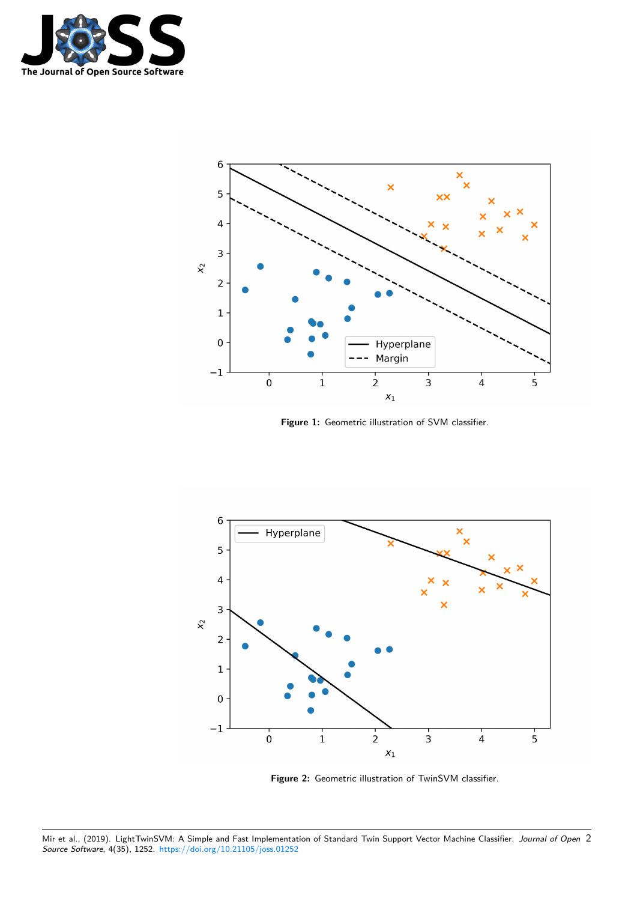**Figure 1:** Geometric illustration of SVM classifier.

**Figure 2:** Geometric illustration of TwinSVM classifier.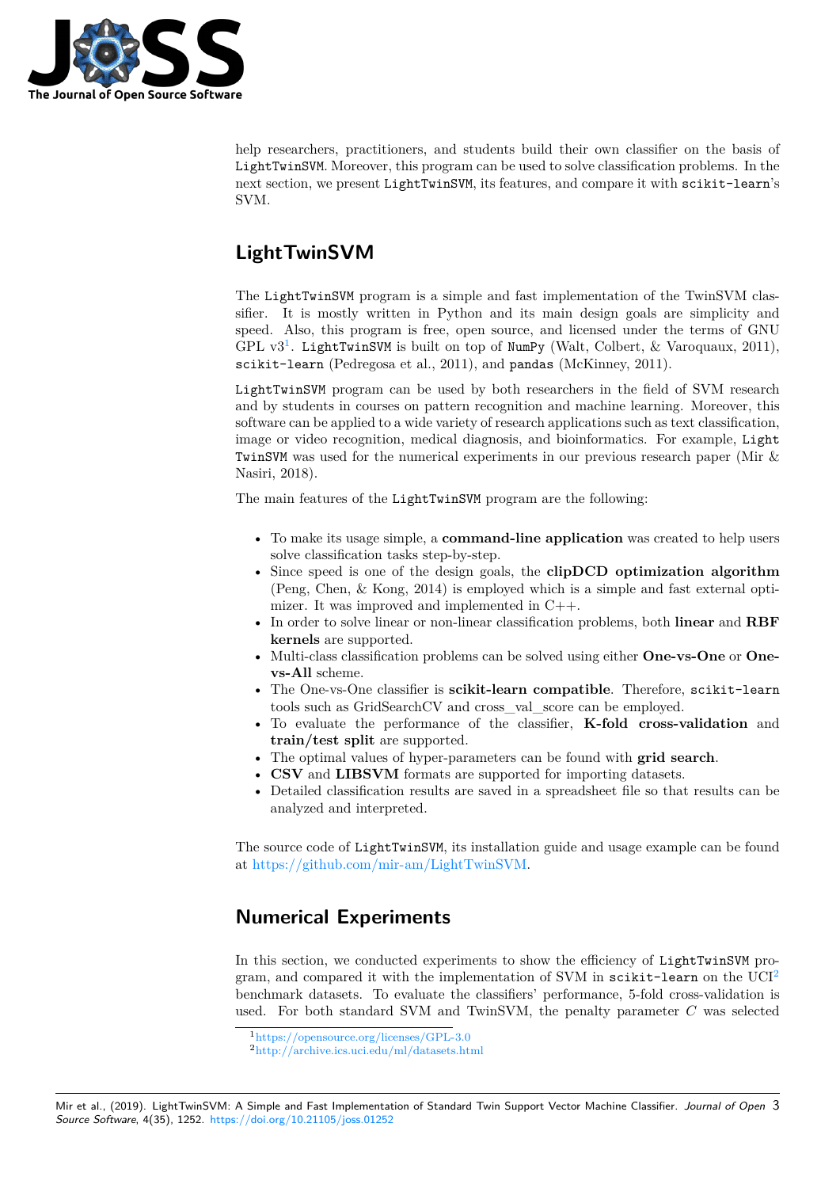help researchers, practitioners, and students build their own classifier on the basis of LightTwinSVM. Moreover, this program can be used to solve classification problems. In the next section, we present LightTwinSVM, its features, and compare it with scikit-learn's SVM.

# LightTwinSVM

The LightTwinSVM program is a simple and fast implementation of the TwinSVM classifier. It is mostly written in Python and its main design goals are simplicity and speed. Also, this program is free, open source, and licensed under the terms of GNU GPL v3[1]. LightTwinSVM is built on top of NumPy (Walt, Colbert, & Varoquaux, 2011), scikit-learn (Pedregosa et al., 2011), and pandas (McKinney, 2011).

LightTwinSVM program can be used by both researchers in the field of SVM research and by students in courses on pattern recognition and machine learning. Moreover, this software can be applied to a wide variety of research applications such as text classification, image or video recognition, medical diagnosis, and bioinformatics. For example, LightTwinSVM was used for the numerical experiments in our previous research paper (Mir & Nasiri, 2018).

The main features of the LightTwinSVM program are the following:

- To make its usage simple, a **command-line application** was created to help users solve classification tasks step-by-step.
- Since speed is one of the design goals, the **clipDCD optimization algorithm** (Peng, Chen, & Kong, 2014) is employed which is a simple and fast external optimizer. It was improved and implemented in C++.
- In order to solve linear or non-linear classification problems, both **linear** and **RBF kernels** are supported.
- Multi-class classification problems can be solved using either **One-vs-One** or **One-vs-All** scheme.
- The One-vs-One classifier is **scikit-learn compatible**. Therefore, scikit-learn tools such as GridSearchCV and cross_val_score can be employed.
- To evaluate the performance of the classifier, **K-fold cross-validation** and **train/test split** are supported.
- The optimal values of hyper-parameters can be found with **grid search**.
- **CSV** and **LIBSVM** formats are supported for importing datasets.
- Detailed classification results are saved in a spreadsheet file so that results can be analyzed and interpreted.

The source code of LightTwinSVM, its installation guide and usage example can be found at https://github.com/mir-am/LightTwinSVM.

# Numerical Experiments

In this section, we conducted experiments to show the efficiency of LightTwinSVM program, and compared it with the implementation of SVM in scikit-learn on the UCI[2] benchmark datasets. To evaluate the classifiers' performance, 5-fold cross-validation is used. For both standard SVM and TwinSVM, the penalty parameter $C$ was selected

[1] https://opensource.org/licenses/GPL-3.0

[2] http://archive.ics.uci.edu/ml/datasets.html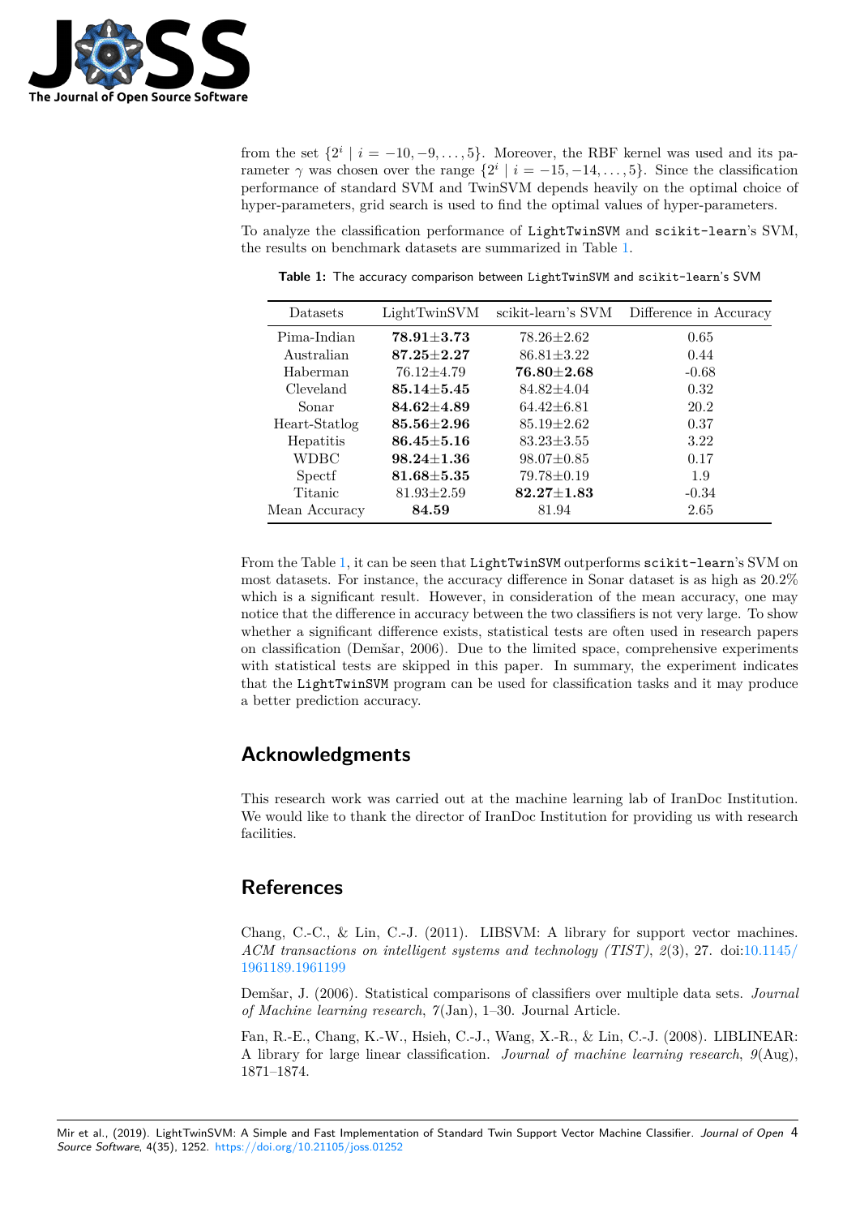from the set $\{2^i \mid i = -10, -9, \ldots, 5\}$. Moreover, the RBF kernel was used and its parameter $\gamma$ was chosen over the range $\{2^i \mid i = -15, -14, \ldots, 5\}$. Since the classification performance of standard SVM and TwinSVM depends heavily on the optimal choice of hyper-parameters, grid search is used to find the optimal values of hyper-parameters.

To analyze the classification performance of `LightTwinSVM` and `scikit-learn`'s SVM, the results on benchmark datasets are summarized in Table 1.

**Table 1:** The accuracy comparison between `LightTwinSVM` and `scikit-learn`'s SVM

| Datasets | LightTwinSVM | scikit-learn's SVM | Difference in Accuracy |
|---|---|---|---|
| Pima-Indian | **78.91±3.73** | 78.26±2.62 | 0.65 |
| Australian | **87.25±2.27** | 86.81±3.22 | 0.44 |
| Haberman | 76.12±4.79 | **76.80±2.68** | -0.68 |
| Cleveland | **85.14±5.45** | 84.82±4.04 | 0.32 |
| Sonar | **84.62±4.89** | 64.42±6.81 | 20.2 |
| Heart-Statlog | **85.56±2.96** | 85.19±2.62 | 0.37 |
| Hepatitis | **86.45±5.16** | 83.23±3.55 | 3.22 |
| WDBC | **98.24±1.36** | 98.07±0.85 | 0.17 |
| Spectf | **81.68±5.35** | 79.78±0.19 | 1.9 |
| Titanic | 81.93±2.59 | **82.27±1.83** | -0.34 |
| Mean Accuracy | **84.59** | 81.94 | 2.65 |

From the Table 1, it can be seen that `LightTwinSVM` outperforms `scikit-learn`'s SVM on most datasets. For instance, the accuracy difference in Sonar dataset is as high as 20.2% which is a significant result. However, in consideration of the mean accuracy, one may notice that the difference in accuracy between the two classifiers is not very large. To show whether a significant difference exists, statistical tests are often used in research papers on classification (Demšar, 2006). Due to the limited space, comprehensive experiments with statistical tests are skipped in this paper. In summary, the experiment indicates that the `LightTwinSVM` program can be used for classification tasks and it may produce a better prediction accuracy.

## Acknowledgments

This research work was carried out at the machine learning lab of IranDoc Institution. We would like to thank the director of IranDoc Institution for providing us with research facilities.

## References

Chang, C.-C., & Lin, C.-J. (2011). LIBSVM: A library for support vector machines. *ACM transactions on intelligent systems and technology (TIST)*, *2*(3), 27. doi:10.1145/1961189.1961199

Demšar, J. (2006). Statistical comparisons of classifiers over multiple data sets. *Journal of Machine learning research*, *7*(Jan), 1–30. Journal Article.

Fan, R.-E., Chang, K.-W., Hsieh, C.-J., Wang, X.-R., & Lin, C.-J. (2008). LIBLINEAR: A library for large linear classification. *Journal of machine learning research*, *9*(Aug), 1871–1874.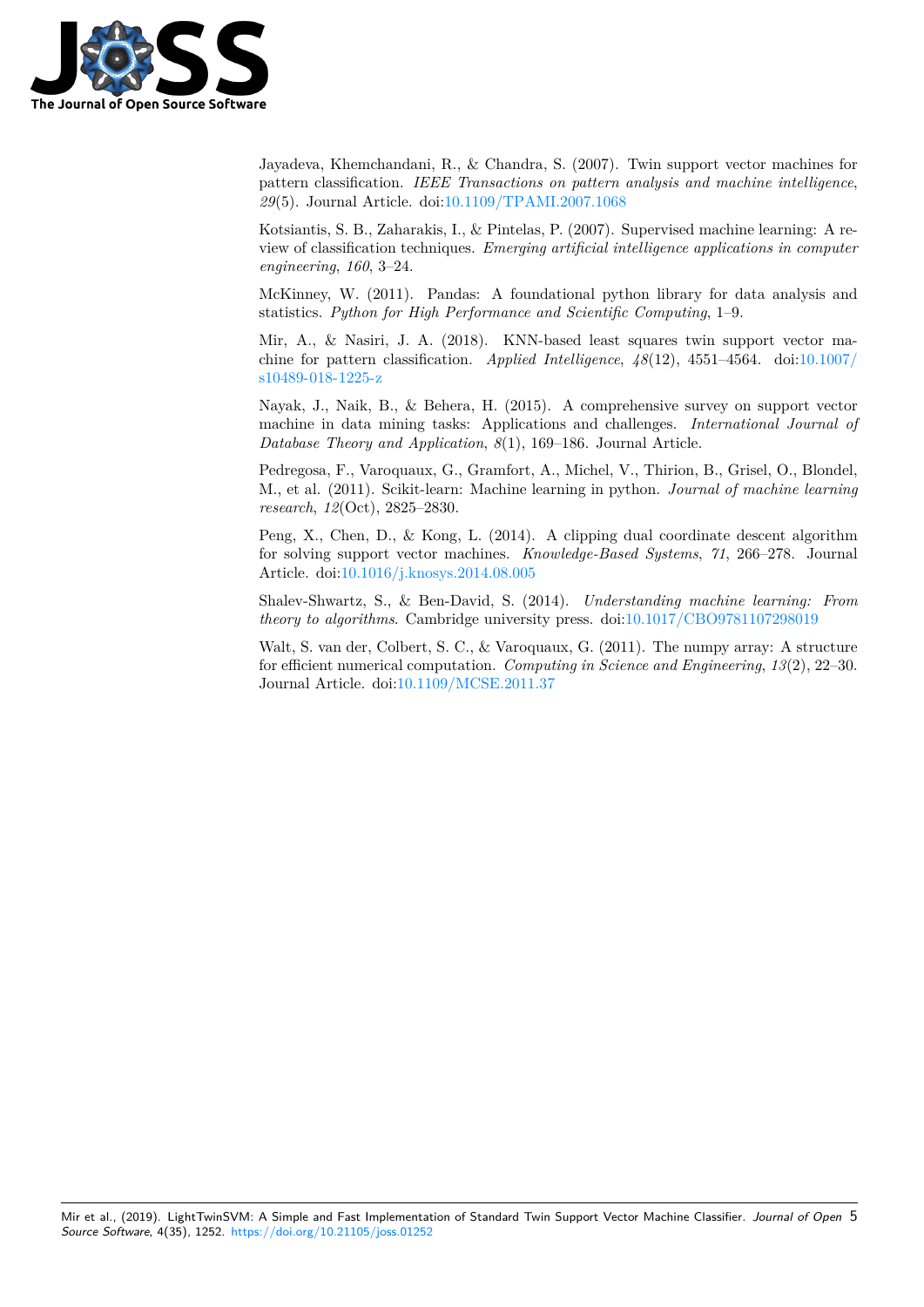Jayadeva, Khemchandani, R., & Chandra, S. (2007). Twin support vector machines for pattern classification. *IEEE Transactions on pattern analysis and machine intelligence*, *29*(5). Journal Article. doi:10.1109/TPAMI.2007.1068

Kotsiantis, S. B., Zaharakis, I., & Pintelas, P. (2007). Supervised machine learning: A review of classification techniques. *Emerging artificial intelligence applications in computer engineering*, *160*, 3–24.

McKinney, W. (2011). Pandas: A foundational python library for data analysis and statistics. *Python for High Performance and Scientific Computing*, 1–9.

Mir, A., & Nasiri, J. A. (2018). KNN-based least squares twin support vector machine for pattern classification. *Applied Intelligence*, *48*(12), 4551–4564. doi:10.1007/s10489-018-1225-z

Nayak, J., Naik, B., & Behera, H. (2015). A comprehensive survey on support vector machine in data mining tasks: Applications and challenges. *International Journal of Database Theory and Application*, *8*(1), 169–186. Journal Article.

Pedregosa, F., Varoquaux, G., Gramfort, A., Michel, V., Thirion, B., Grisel, O., Blondel, M., et al. (2011). Scikit-learn: Machine learning in python. *Journal of machine learning research*, *12*(Oct), 2825–2830.

Peng, X., Chen, D., & Kong, L. (2014). A clipping dual coordinate descent algorithm for solving support vector machines. *Knowledge-Based Systems*, *71*, 266–278. Journal Article. doi:10.1016/j.knosys.2014.08.005

Shalev-Shwartz, S., & Ben-David, S. (2014). *Understanding machine learning: From theory to algorithms*. Cambridge university press. doi:10.1017/CBO9781107298019

Walt, S. van der, Colbert, S. C., & Varoquaux, G. (2011). The numpy array: A structure for efficient numerical computation. *Computing in Science and Engineering*, *13*(2), 22–30. Journal Article. doi:10.1109/MCSE.2011.37